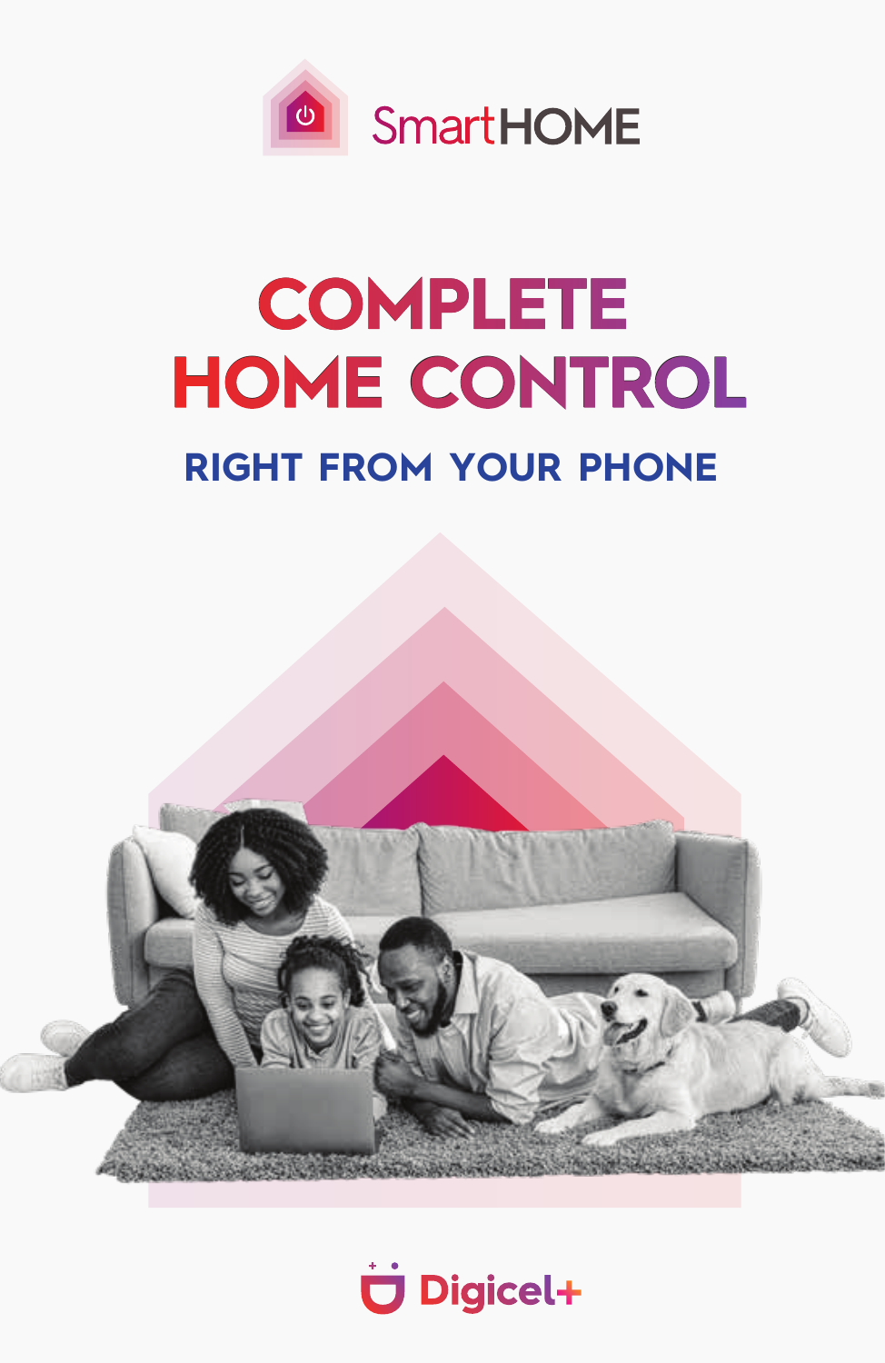SmartHOME

# COMPLETE HOME CONTROL

## RIGHT FROM YOUR PHONE

Digicel+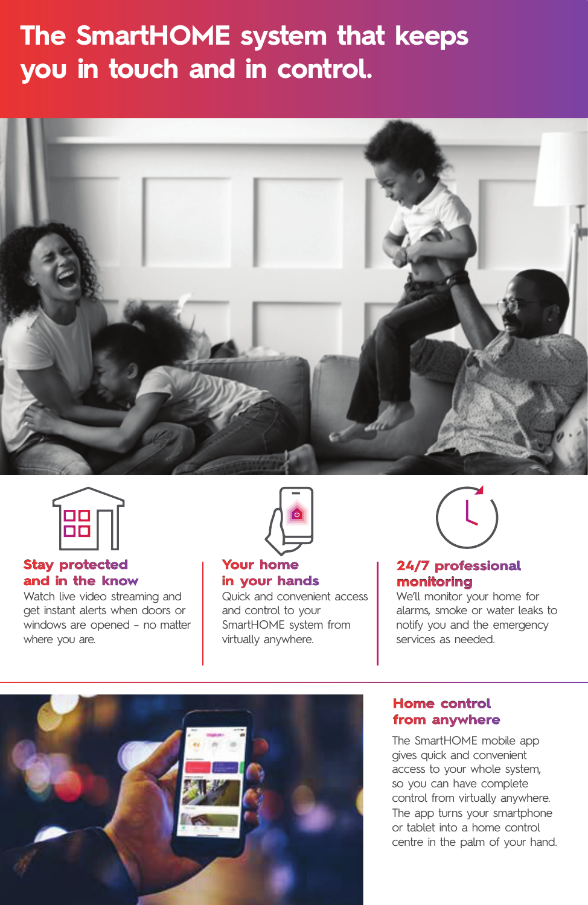# The SmartHOME system that keeps you in touch and in control.

### Stay protected and in the know

Watch live video streaming and get instant alerts when doors or windows are opened – no matter where you are.

### Your home in your hands

Quick and convenient access and control to your SmartHOME system from virtually anywhere.

### 24/7 professional monitoring

We'll monitor your home for alarms, smoke or water leaks to notify you and the emergency services as needed.

### Home control from anywhere

The SmartHOME mobile app gives quick and convenient access to your whole system, so you can have complete control from virtually anywhere. The app turns your smartphone or tablet into a home control centre in the palm of your hand.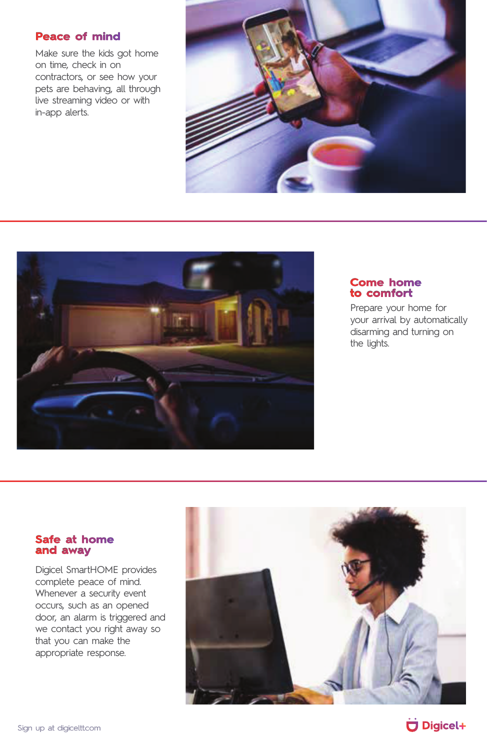## Peace of mind

Make sure the kids got home on time, check in on contractors, or see how your pets are behaving, all through live streaming video or with in-app alerts.

## Come home to comfort

Prepare your home for your arrival by automatically disarming and turning on the lights.

## Safe at home and away

Digicel SmartHOME provides complete peace of mind. Whenever a security event occurs, such as an opened door, an alarm is triggered and we contact you right away so that you can make the appropriate response.

Sign up at digiceltt.com

Digicel+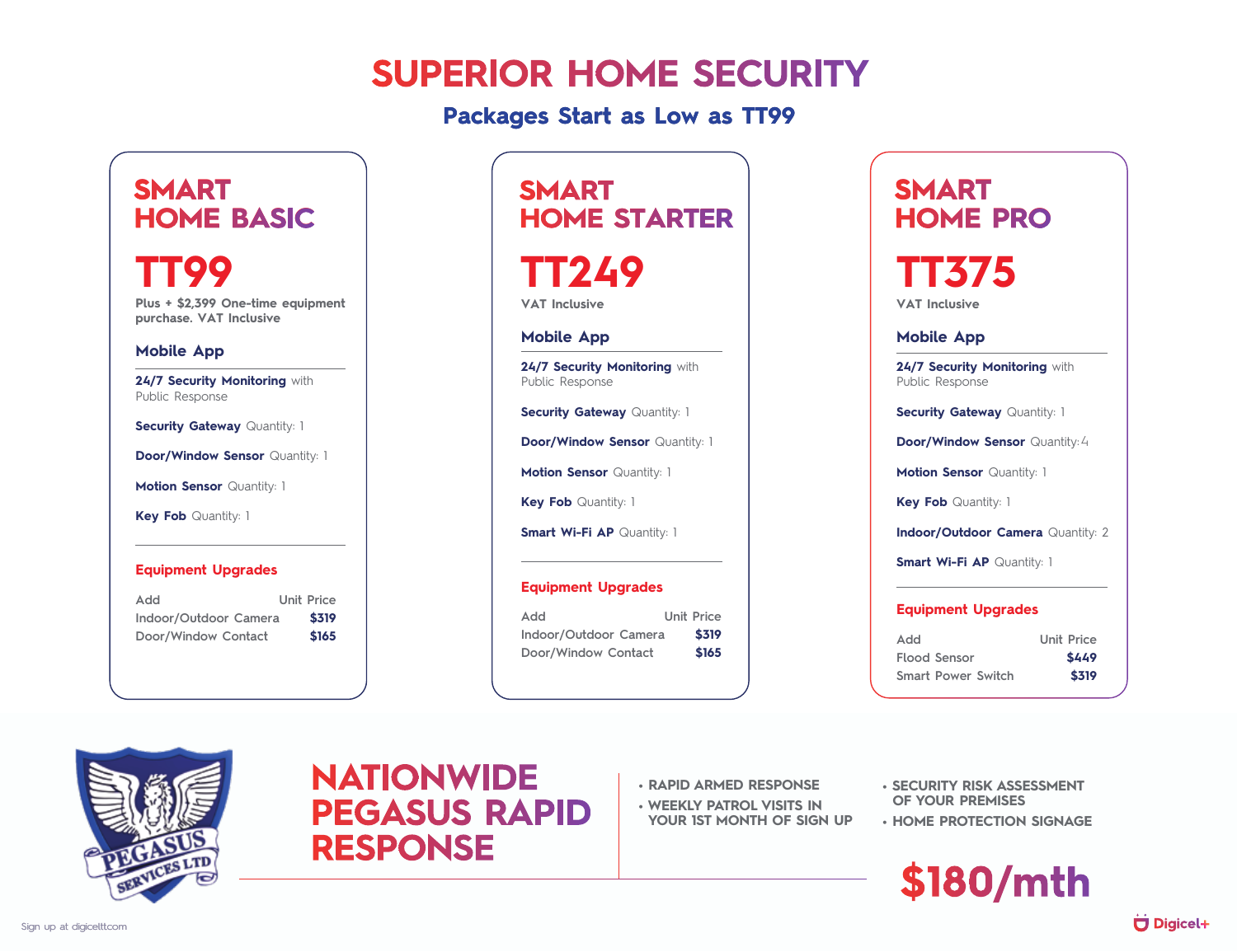# SUPERIOR HOME SECURITY

## Packages Start as Low as TT99

### SMART HOME BASIC

**TT99**

Plus + $2,399 One-time equipment purchase. VAT Inclusive

**Mobile App**

- **24/7 Security Monitoring** with Public Response
- **Security Gateway** Quantity: 1
- **Door/Window Sensor** Quantity: 1
- **Motion Sensor** Quantity: 1
- **Key Fob** Quantity: 1

**Equipment Upgrades**

| Add | Unit Price |
|---|---|
| Indoor/Outdoor Camera | **$319** |
| Door/Window Contact | **$165** |

### SMART HOME STARTER

**TT249**

VAT Inclusive

**Mobile App**

- **24/7 Security Monitoring** with Public Response
- **Security Gateway** Quantity: 1
- **Door/Window Sensor** Quantity: 1
- **Motion Sensor** Quantity: 1
- **Key Fob** Quantity: 1
- **Smart Wi-Fi AP** Quantity: 1

**Equipment Upgrades**

| Add | Unit Price |
|---|---|
| Indoor/Outdoor Camera | **$319** |
| Door/Window Contact | **$165** |

### SMART HOME PRO

**TT375**

VAT Inclusive

**Mobile App**

- **24/7 Security Monitoring** with Public Response
- **Security Gateway** Quantity: 1
- **Door/Window Sensor** Quantity: 4
- **Motion Sensor** Quantity: 1
- **Key Fob** Quantity: 1
- **Indoor/Outdoor Camera** Quantity: 2
- **Smart Wi-Fi AP** Quantity: 1

**Equipment Upgrades**

| Add | Unit Price |
|---|---|
| Flood Sensor | **$449** |
| Smart Power Switch | **$319** |

## NATIONWIDE PEGASUS RAPID RESPONSE

- RAPID ARMED RESPONSE
- WEEKLY PATROL VISITS IN YOUR 1ST MONTH OF SIGN UP
- SECURITY RISK ASSESSMENT OF YOUR PREMISES
- HOME PROTECTION SIGNAGE

**$180/mth**

Sign up at digiceltt.com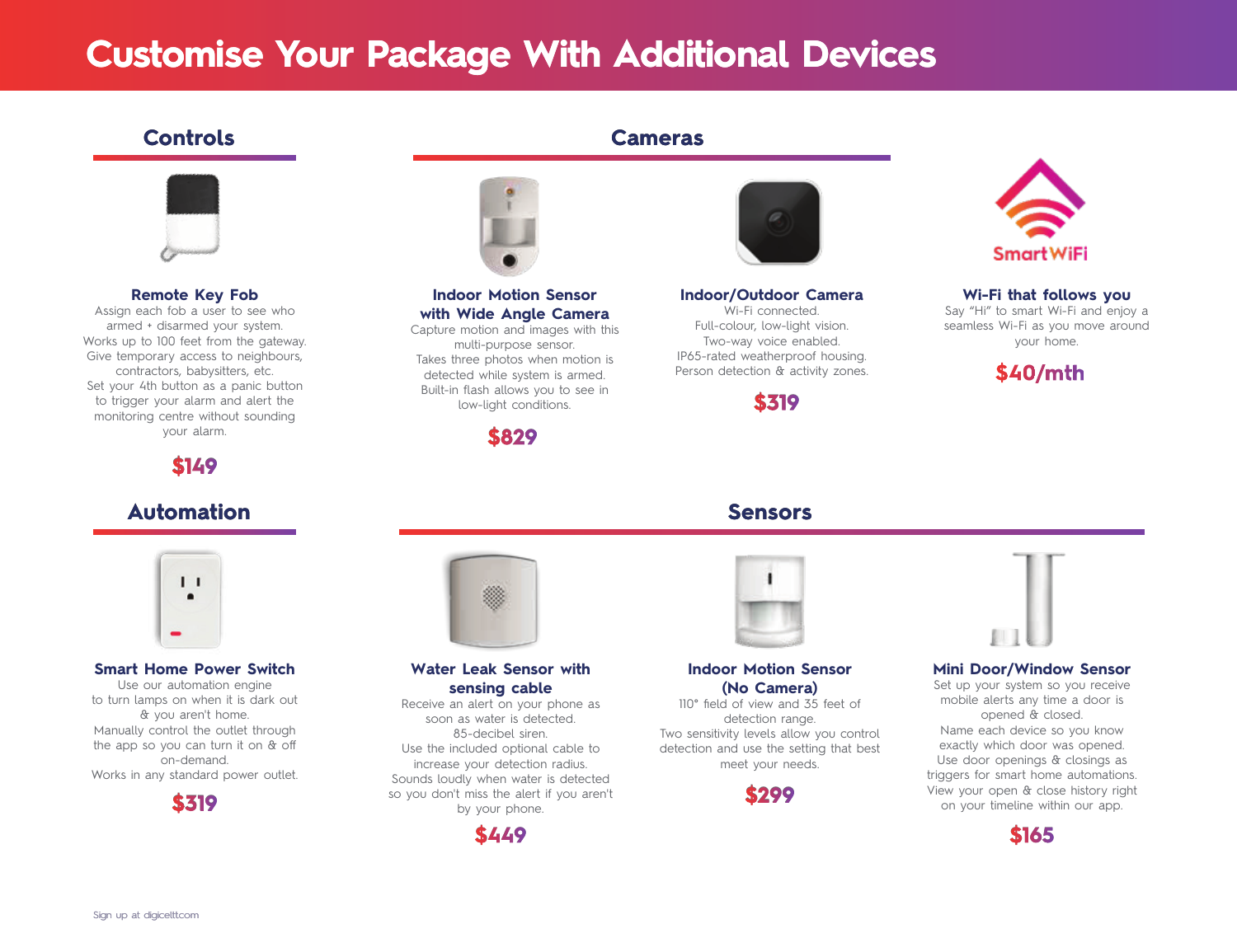# Customise Your Package With Additional Devices

## Controls

### Remote Key Fob

Assign each fob a user to see who armed + disarmed your system.
Works up to 100 feet from the gateway.
Give temporary access to neighbours, contractors, babysitters, etc.
Set your 4th button as a panic button to trigger your alarm and alert the monitoring centre without sounding your alarm.

**$149**

## Cameras

### Indoor Motion Sensor with Wide Angle Camera

Capture motion and images with this multi-purpose sensor.
Takes three photos when motion is detected while system is armed.
Built-in flash allows you to see in low-light conditions.

**$829**

### Indoor/Outdoor Camera

Wi-Fi connected.
Full-colour, low-light vision.
Two-way voice enabled.
IP65-rated weatherproof housing.
Person detection & activity zones.

**$319**

SmartWiFi

### Wi-Fi that follows you

Say "Hi" to smart Wi-Fi and enjoy a seamless Wi-Fi as you move around your home.

**$40/mth**

## Automation

### Smart Home Power Switch

Use our automation engine to turn lamps on when it is dark out & you aren't home.
Manually control the outlet through the app so you can turn it on & off on-demand.
Works in any standard power outlet.

**$319**

## Sensors

### Water Leak Sensor with sensing cable

Receive an alert on your phone as soon as water is detected.
85-decibel siren.
Use the included optional cable to increase your detection radius.
Sounds loudly when water is detected so you don't miss the alert if you aren't by your phone.

**$449**

### Indoor Motion Sensor (No Camera)

110° field of view and 35 feet of detection range.
Two sensitivity levels allow you control detection and use the setting that best meet your needs.

**$299**

### Mini Door/Window Sensor

Set up your system so you receive mobile alerts any time a door is opened & closed.
Name each device so you know exactly which door was opened.
Use door openings & closings as triggers for smart home automations.
View your open & close history right on your timeline within our app.

**$165**

Sign up at digiceltt.com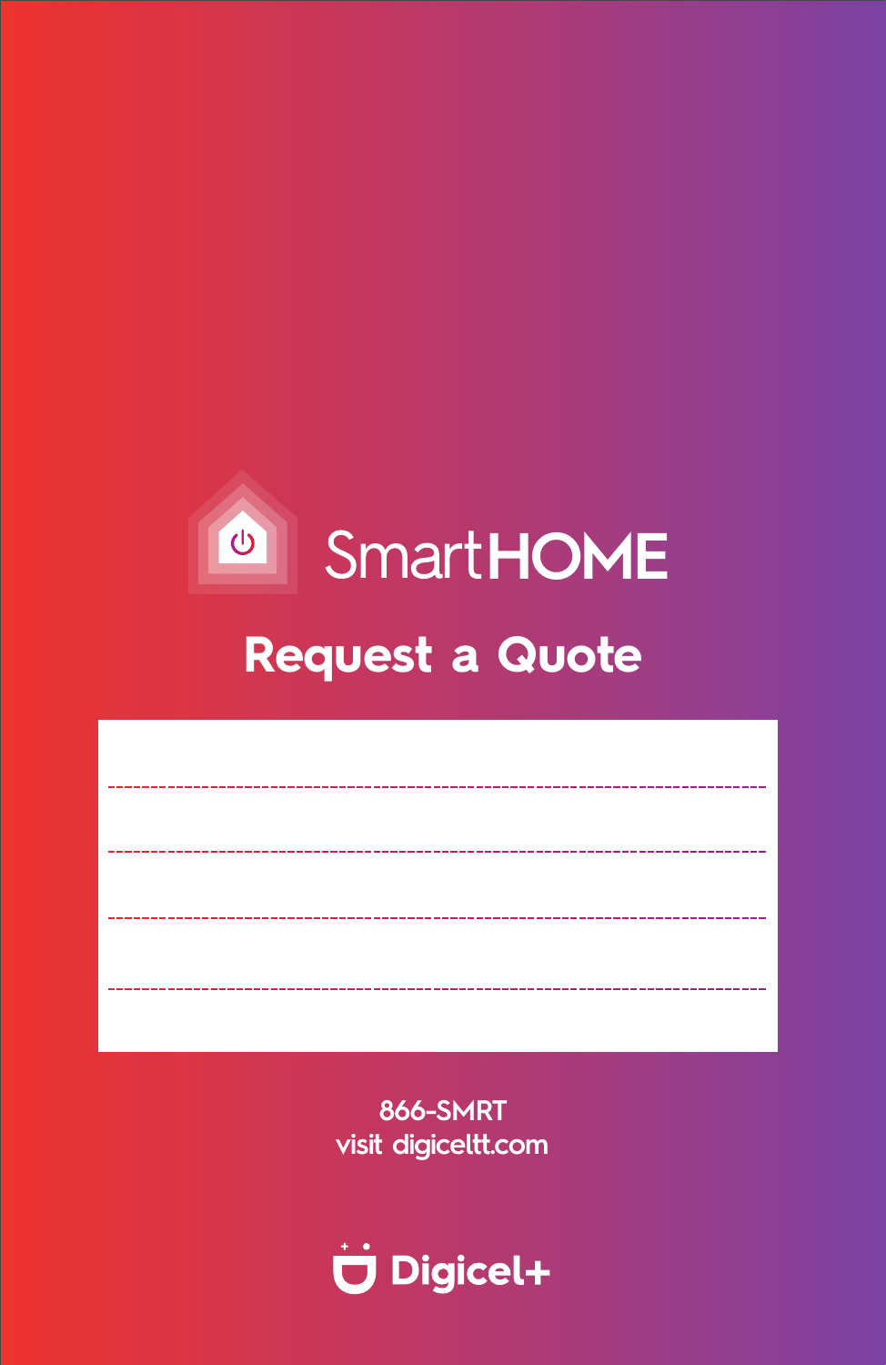SmartHOME

## Request a Quote

866-SMRT
visit digiceltt.com

Digicel+